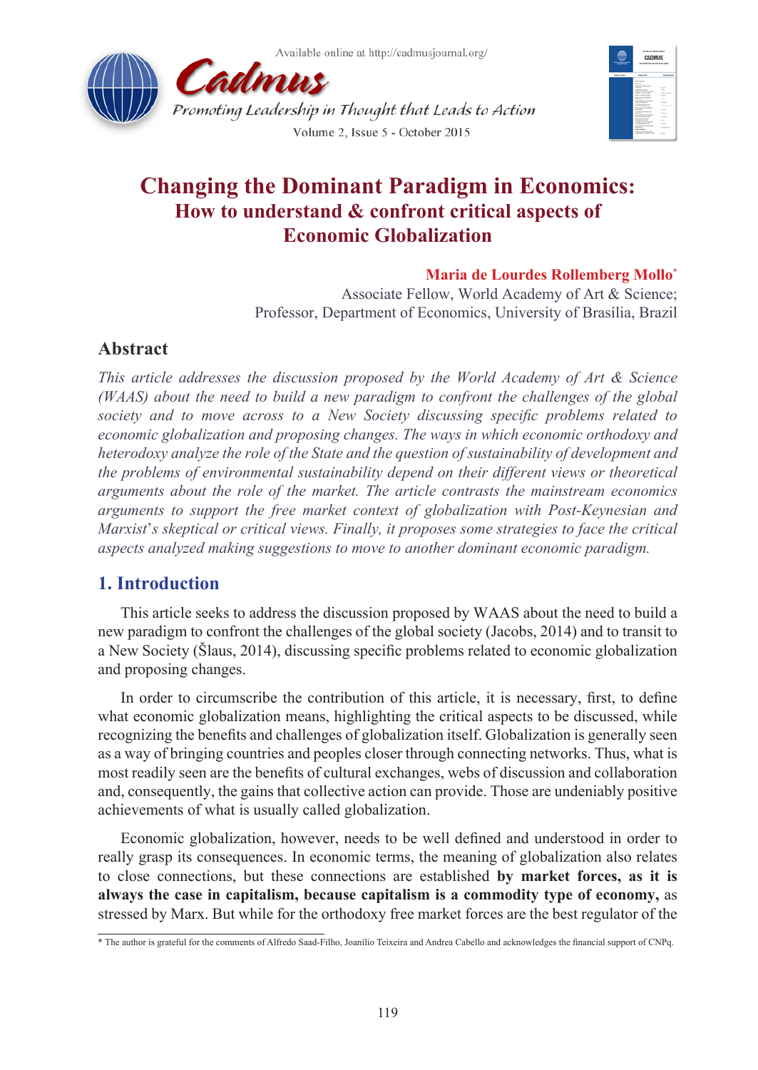# Changing the Dominant Paradigm in Economics:

## How to understand & confront critical aspects of Economic Globalization

**Maria de Lourdes Rollemberg Mollo***

Associate Fellow, World Academy of Art & Science;
Professor, Department of Economics, University of Brasília, Brazil

## Abstract

*This article addresses the discussion proposed by the World Academy of Art & Science (WAAS) about the need to build a new paradigm to confront the challenges of the global society and to move across to a New Society discussing specific problems related to economic globalization and proposing changes. The ways in which economic orthodoxy and heterodoxy analyze the role of the State and the question of sustainability of development and the problems of environmental sustainability depend on their different views or theoretical arguments about the role of the market. The article contrasts the mainstream economics arguments to support the free market context of globalization with Post-Keynesian and Marxist's skeptical or critical views. Finally, it proposes some strategies to face the critical aspects analyzed making suggestions to move to another dominant economic paradigm.*

## 1. Introduction

This article seeks to address the discussion proposed by WAAS about the need to build a new paradigm to confront the challenges of the global society (Jacobs, 2014) and to transit to a New Society (Šlaus, 2014), discussing specific problems related to economic globalization and proposing changes.

In order to circumscribe the contribution of this article, it is necessary, first, to define what economic globalization means, highlighting the critical aspects to be discussed, while recognizing the benefits and challenges of globalization itself. Globalization is generally seen as a way of bringing countries and peoples closer through connecting networks. Thus, what is most readily seen are the benefits of cultural exchanges, webs of discussion and collaboration and, consequently, the gains that collective action can provide. Those are undeniably positive achievements of what is usually called globalization.

Economic globalization, however, needs to be well defined and understood in order to really grasp its consequences. In economic terms, the meaning of globalization also relates to close connections, but these connections are established **by market forces, as it is always the case in capitalism, because capitalism is a commodity type of economy,** as stressed by Marx. But while for the orthodoxy free market forces are the best regulator of the

\* The author is grateful for the comments of Alfredo Saad-Filho, Joanílio Teixeira and Andrea Cabello and acknowledges the financial support of CNPq.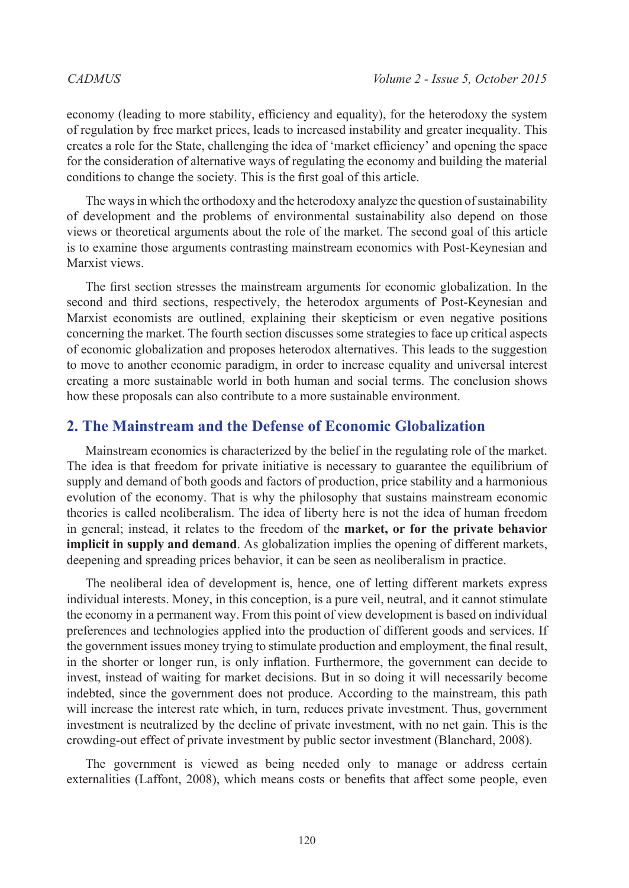economy (leading to more stability, efficiency and equality), for the heterodoxy the system of regulation by free market prices, leads to increased instability and greater inequality. This creates a role for the State, challenging the idea of 'market efficiency' and opening the space for the consideration of alternative ways of regulating the economy and building the material conditions to change the society. This is the first goal of this article.

The ways in which the orthodoxy and the heterodoxy analyze the question of sustainability of development and the problems of environmental sustainability also depend on those views or theoretical arguments about the role of the market. The second goal of this article is to examine those arguments contrasting mainstream economics with Post-Keynesian and Marxist views.

The first section stresses the mainstream arguments for economic globalization. In the second and third sections, respectively, the heterodox arguments of Post-Keynesian and Marxist economists are outlined, explaining their skepticism or even negative positions concerning the market. The fourth section discusses some strategies to face up critical aspects of economic globalization and proposes heterodox alternatives. This leads to the suggestion to move to another economic paradigm, in order to increase equality and universal interest creating a more sustainable world in both human and social terms. The conclusion shows how these proposals can also contribute to a more sustainable environment.

## 2. The Mainstream and the Defense of Economic Globalization

Mainstream economics is characterized by the belief in the regulating role of the market. The idea is that freedom for private initiative is necessary to guarantee the equilibrium of supply and demand of both goods and factors of production, price stability and a harmonious evolution of the economy. That is why the philosophy that sustains mainstream economic theories is called neoliberalism. The idea of liberty here is not the idea of human freedom in general; instead, it relates to the freedom of the **market, or for the private behavior implicit in supply and demand**. As globalization implies the opening of different markets, deepening and spreading prices behavior, it can be seen as neoliberalism in practice.

The neoliberal idea of development is, hence, one of letting different markets express individual interests. Money, in this conception, is a pure veil, neutral, and it cannot stimulate the economy in a permanent way. From this point of view development is based on individual preferences and technologies applied into the production of different goods and services. If the government issues money trying to stimulate production and employment, the final result, in the shorter or longer run, is only inflation. Furthermore, the government can decide to invest, instead of waiting for market decisions. But in so doing it will necessarily become indebted, since the government does not produce. According to the mainstream, this path will increase the interest rate which, in turn, reduces private investment. Thus, government investment is neutralized by the decline of private investment, with no net gain. This is the crowding-out effect of private investment by public sector investment (Blanchard, 2008).

The government is viewed as being needed only to manage or address certain externalities (Laffont, 2008), which means costs or benefits that affect some people, even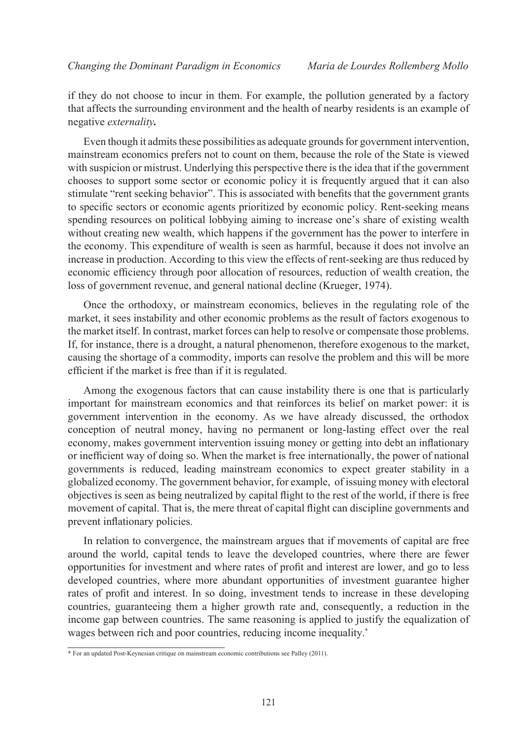if they do not choose to incur in them. For example, the pollution generated by a factory that affects the surrounding environment and the health of nearby residents is an example of negative *externality***.**

Even though it admits these possibilities as adequate grounds for government intervention, mainstream economics prefers not to count on them, because the role of the State is viewed with suspicion or mistrust. Underlying this perspective there is the idea that if the government chooses to support some sector or economic policy it is frequently argued that it can also stimulate "rent seeking behavior". This is associated with benefits that the government grants to specific sectors or economic agents prioritized by economic policy. Rent-seeking means spending resources on political lobbying aiming to increase one's share of existing wealth without creating new wealth, which happens if the government has the power to interfere in the economy. This expenditure of wealth is seen as harmful, because it does not involve an increase in production. According to this view the effects of rent-seeking are thus reduced by economic efficiency through poor allocation of resources, reduction of wealth creation, the loss of government revenue, and general national decline (Krueger, 1974).

Once the orthodoxy, or mainstream economics, believes in the regulating role of the market, it sees instability and other economic problems as the result of factors exogenous to the market itself. In contrast, market forces can help to resolve or compensate those problems. If, for instance, there is a drought, a natural phenomenon, therefore exogenous to the market, causing the shortage of a commodity, imports can resolve the problem and this will be more efficient if the market is free than if it is regulated.

Among the exogenous factors that can cause instability there is one that is particularly important for mainstream economics and that reinforces its belief on market power: it is government intervention in the economy. As we have already discussed, the orthodox conception of neutral money, having no permanent or long-lasting effect over the real economy, makes government intervention issuing money or getting into debt an inflationary or inefficient way of doing so. When the market is free internationally, the power of national governments is reduced, leading mainstream economics to expect greater stability in a globalized economy. The government behavior, for example, of issuing money with electoral objectives is seen as being neutralized by capital flight to the rest of the world, if there is free movement of capital. That is, the mere threat of capital flight can discipline governments and prevent inflationary policies.

In relation to convergence, the mainstream argues that if movements of capital are free around the world, capital tends to leave the developed countries, where there are fewer opportunities for investment and where rates of profit and interest are lower, and go to less developed countries, where more abundant opportunities of investment guarantee higher rates of profit and interest. In so doing, investment tends to increase in these developing countries, guaranteeing them a higher growth rate and, consequently, a reduction in the income gap between countries. The same reasoning is applied to justify the equalization of wages between rich and poor countries, reducing income inequality.*

* For an updated Post-Keynesian critique on mainstream economic contributions see Palley (2011).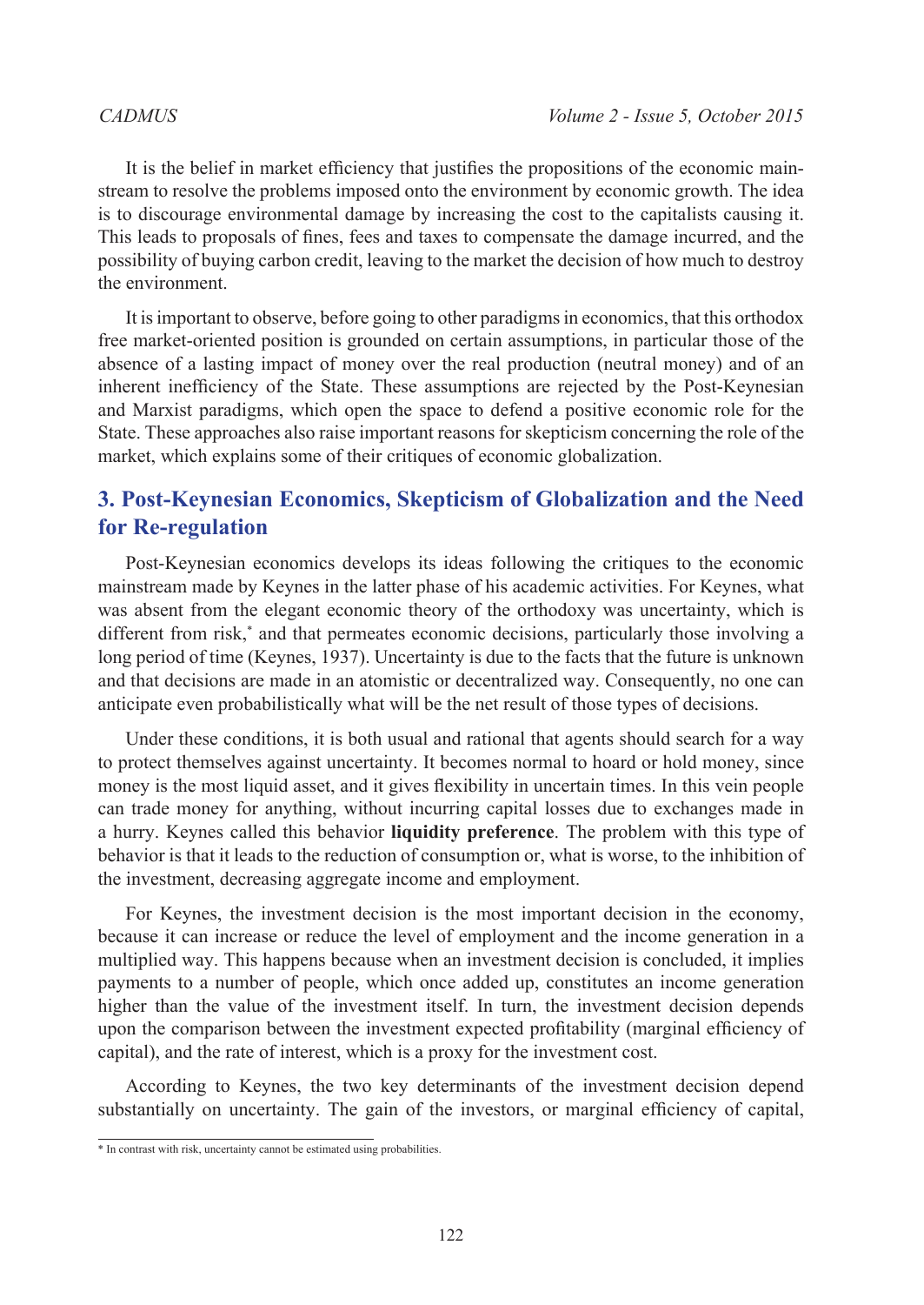It is the belief in market efficiency that justifies the propositions of the economic mainstream to resolve the problems imposed onto the environment by economic growth. The idea is to discourage environmental damage by increasing the cost to the capitalists causing it. This leads to proposals of fines, fees and taxes to compensate the damage incurred, and the possibility of buying carbon credit, leaving to the market the decision of how much to destroy the environment.

It is important to observe, before going to other paradigms in economics, that this orthodox free market-oriented position is grounded on certain assumptions, in particular those of the absence of a lasting impact of money over the real production (neutral money) and of an inherent inefficiency of the State. These assumptions are rejected by the Post-Keynesian and Marxist paradigms, which open the space to defend a positive economic role for the State. These approaches also raise important reasons for skepticism concerning the role of the market, which explains some of their critiques of economic globalization.

## 3. Post-Keynesian Economics, Skepticism of Globalization and the Need for Re-regulation

Post-Keynesian economics develops its ideas following the critiques to the economic mainstream made by Keynes in the latter phase of his academic activities. For Keynes, what was absent from the elegant economic theory of the orthodoxy was uncertainty, which is different from risk,* and that permeates economic decisions, particularly those involving a long period of time (Keynes, 1937). Uncertainty is due to the facts that the future is unknown and that decisions are made in an atomistic or decentralized way. Consequently, no one can anticipate even probabilistically what will be the net result of those types of decisions.

Under these conditions, it is both usual and rational that agents should search for a way to protect themselves against uncertainty. It becomes normal to hoard or hold money, since money is the most liquid asset, and it gives flexibility in uncertain times. In this vein people can trade money for anything, without incurring capital losses due to exchanges made in a hurry. Keynes called this behavior **liquidity preference**. The problem with this type of behavior is that it leads to the reduction of consumption or, what is worse, to the inhibition of the investment, decreasing aggregate income and employment.

For Keynes, the investment decision is the most important decision in the economy, because it can increase or reduce the level of employment and the income generation in a multiplied way. This happens because when an investment decision is concluded, it implies payments to a number of people, which once added up, constitutes an income generation higher than the value of the investment itself. In turn, the investment decision depends upon the comparison between the investment expected profitability (marginal efficiency of capital), and the rate of interest, which is a proxy for the investment cost.

According to Keynes, the two key determinants of the investment decision depend substantially on uncertainty. The gain of the investors, or marginal efficiency of capital,

---

* In contrast with risk, uncertainty cannot be estimated using probabilities.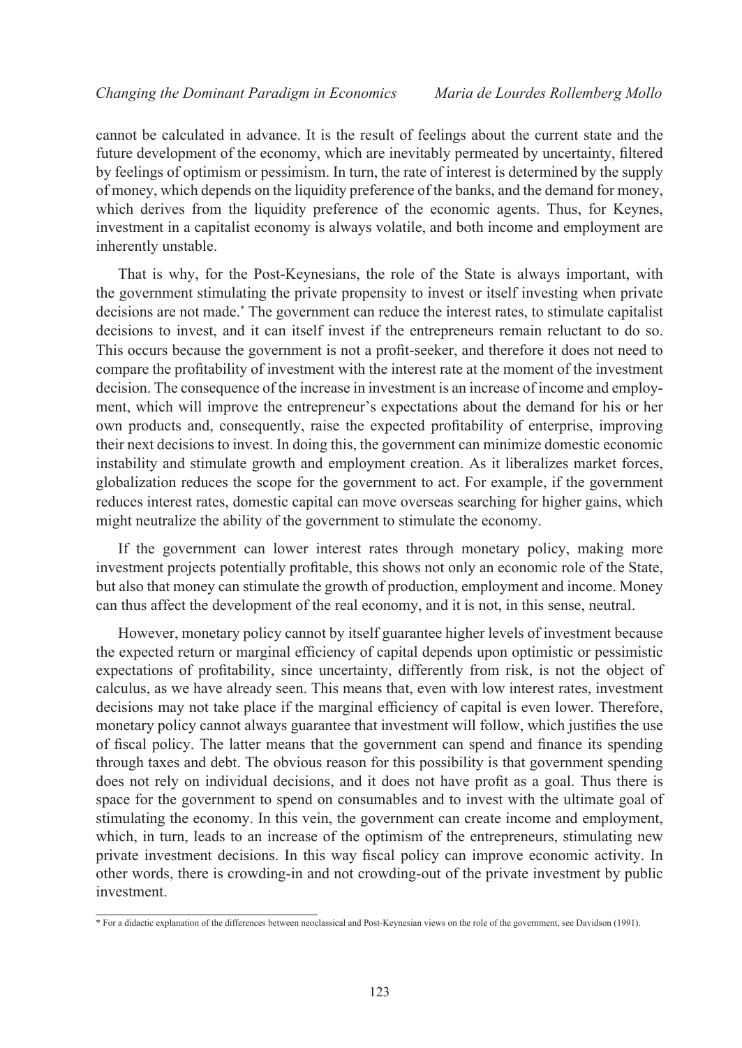cannot be calculated in advance. It is the result of feelings about the current state and the future development of the economy, which are inevitably permeated by uncertainty, filtered by feelings of optimism or pessimism. In turn, the rate of interest is determined by the supply of money, which depends on the liquidity preference of the banks, and the demand for money, which derives from the liquidity preference of the economic agents. Thus, for Keynes, investment in a capitalist economy is always volatile, and both income and employment are inherently unstable.

That is why, for the Post-Keynesians, the role of the State is always important, with the government stimulating the private propensity to invest or itself investing when private decisions are not made.* The government can reduce the interest rates, to stimulate capitalist decisions to invest, and it can itself invest if the entrepreneurs remain reluctant to do so. This occurs because the government is not a profit-seeker, and therefore it does not need to compare the profitability of investment with the interest rate at the moment of the investment decision. The consequence of the increase in investment is an increase of income and employment, which will improve the entrepreneur's expectations about the demand for his or her own products and, consequently, raise the expected profitability of enterprise, improving their next decisions to invest. In doing this, the government can minimize domestic economic instability and stimulate growth and employment creation. As it liberalizes market forces, globalization reduces the scope for the government to act. For example, if the government reduces interest rates, domestic capital can move overseas searching for higher gains, which might neutralize the ability of the government to stimulate the economy.

If the government can lower interest rates through monetary policy, making more investment projects potentially profitable, this shows not only an economic role of the State, but also that money can stimulate the growth of production, employment and income. Money can thus affect the development of the real economy, and it is not, in this sense, neutral.

However, monetary policy cannot by itself guarantee higher levels of investment because the expected return or marginal efficiency of capital depends upon optimistic or pessimistic expectations of profitability, since uncertainty, differently from risk, is not the object of calculus, as we have already seen. This means that, even with low interest rates, investment decisions may not take place if the marginal efficiency of capital is even lower. Therefore, monetary policy cannot always guarantee that investment will follow, which justifies the use of fiscal policy. The latter means that the government can spend and finance its spending through taxes and debt. The obvious reason for this possibility is that government spending does not rely on individual decisions, and it does not have profit as a goal. Thus there is space for the government to spend on consumables and to invest with the ultimate goal of stimulating the economy. In this vein, the government can create income and employment, which, in turn, leads to an increase of the optimism of the entrepreneurs, stimulating new private investment decisions. In this way fiscal policy can improve economic activity. In other words, there is crowding-in and not crowding-out of the private investment by public investment.

* For a didactic explanation of the differences between neoclassical and Post-Keynesian views on the role of the government, see Davidson (1991).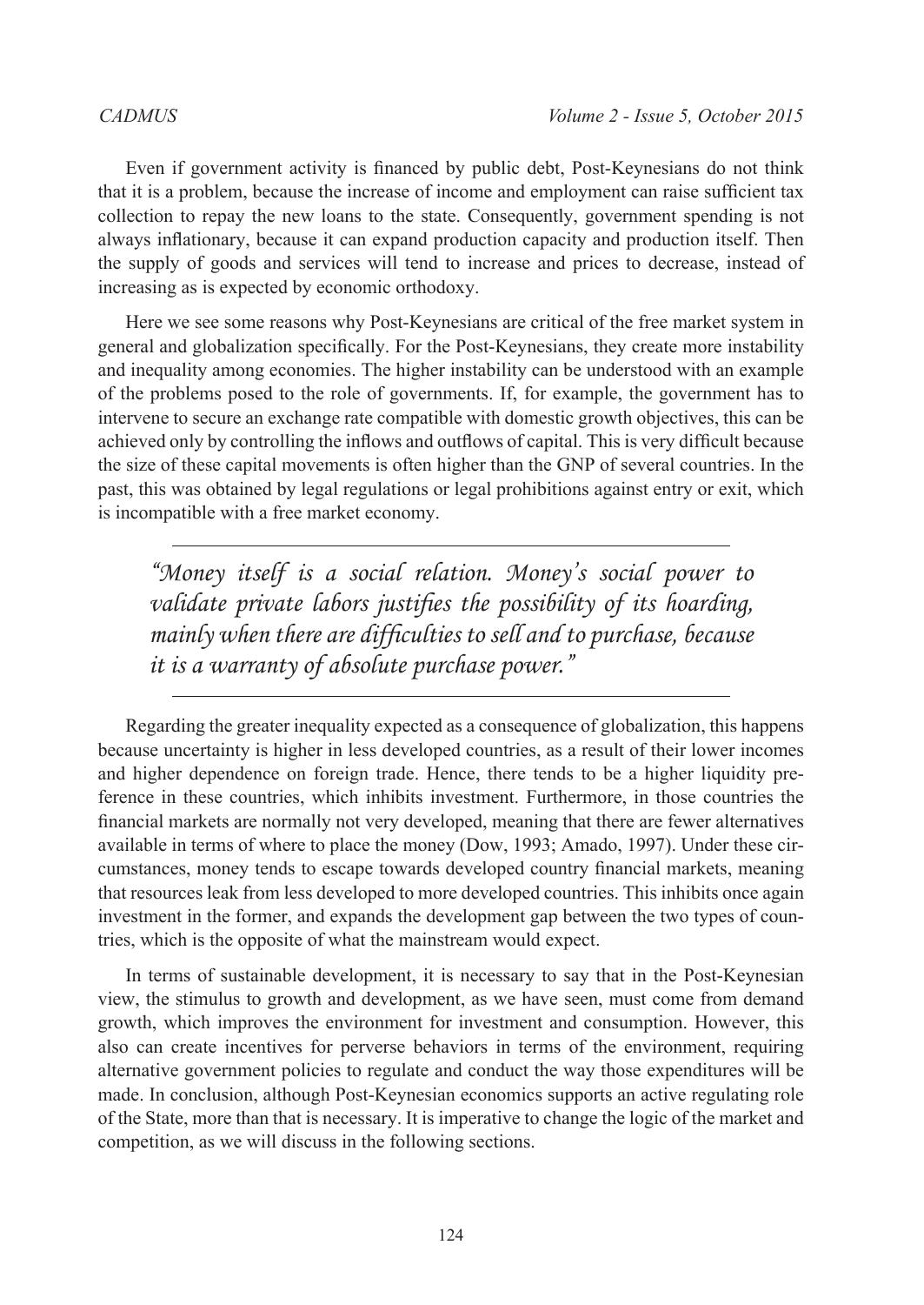Even if government activity is financed by public debt, Post-Keynesians do not think that it is a problem, because the increase of income and employment can raise sufficient tax collection to repay the new loans to the state. Consequently, government spending is not always inflationary, because it can expand production capacity and production itself. Then the supply of goods and services will tend to increase and prices to decrease, instead of increasing as is expected by economic orthodoxy.

Here we see some reasons why Post-Keynesians are critical of the free market system in general and globalization specifically. For the Post-Keynesians, they create more instability and inequality among economies. The higher instability can be understood with an example of the problems posed to the role of governments. If, for example, the government has to intervene to secure an exchange rate compatible with domestic growth objectives, this can be achieved only by controlling the inflows and outflows of capital. This is very difficult because the size of these capital movements is often higher than the GNP of several countries. In the past, this was obtained by legal regulations or legal prohibitions against entry or exit, which is incompatible with a free market economy.

> *"Money itself is a social relation. Money's social power to validate private labors justifies the possibility of its hoarding, mainly when there are difficulties to sell and to purchase, because it is a warranty of absolute purchase power."*

Regarding the greater inequality expected as a consequence of globalization, this happens because uncertainty is higher in less developed countries, as a result of their lower incomes and higher dependence on foreign trade. Hence, there tends to be a higher liquidity preference in these countries, which inhibits investment. Furthermore, in those countries the financial markets are normally not very developed, meaning that there are fewer alternatives available in terms of where to place the money (Dow, 1993; Amado, 1997). Under these circumstances, money tends to escape towards developed country financial markets, meaning that resources leak from less developed to more developed countries. This inhibits once again investment in the former, and expands the development gap between the two types of countries, which is the opposite of what the mainstream would expect.

In terms of sustainable development, it is necessary to say that in the Post-Keynesian view, the stimulus to growth and development, as we have seen, must come from demand growth, which improves the environment for investment and consumption. However, this also can create incentives for perverse behaviors in terms of the environment, requiring alternative government policies to regulate and conduct the way those expenditures will be made. In conclusion, although Post-Keynesian economics supports an active regulating role of the State, more than that is necessary. It is imperative to change the logic of the market and competition, as we will discuss in the following sections.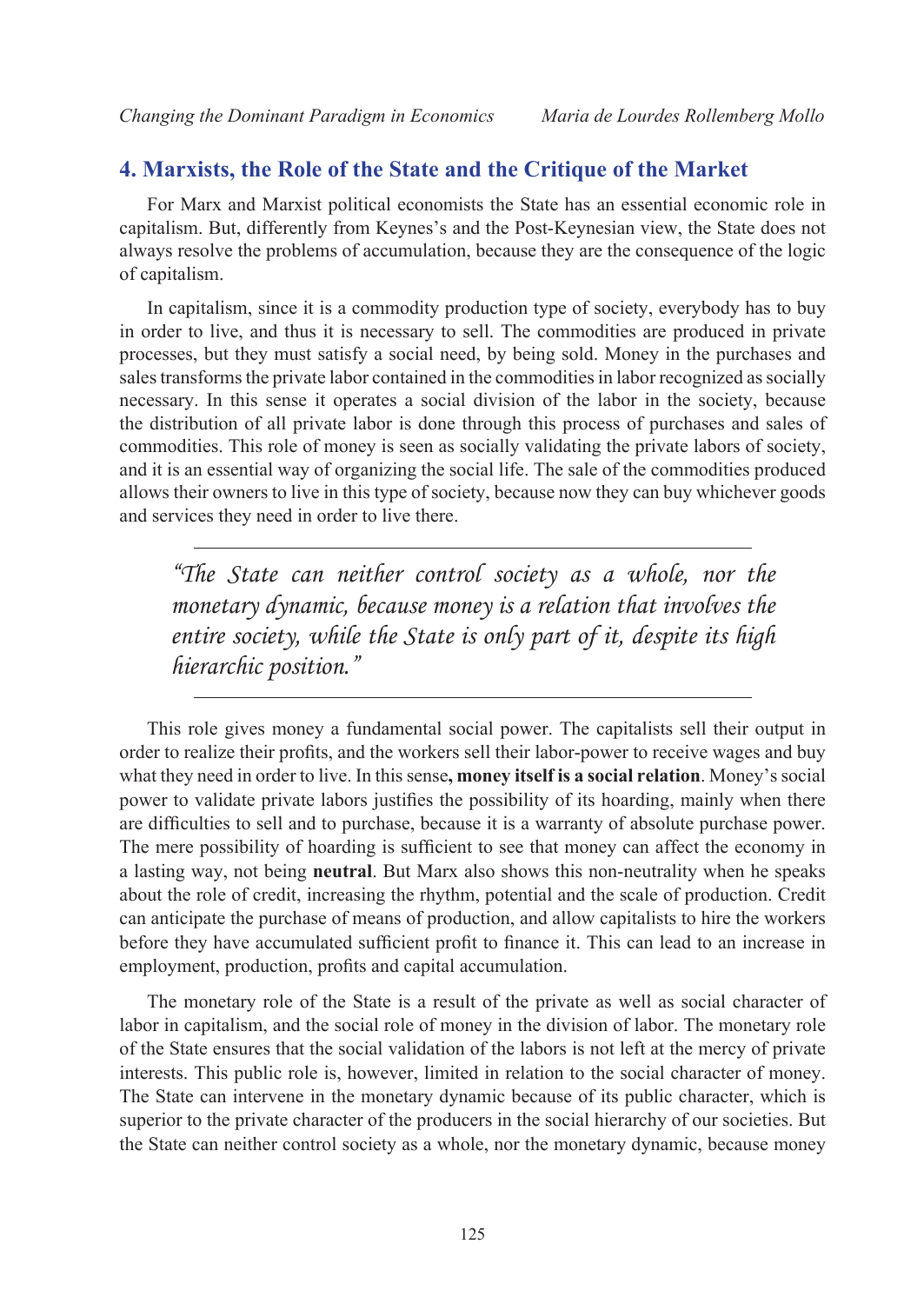## 4. Marxists, the Role of the State and the Critique of the Market

For Marx and Marxist political economists the State has an essential economic role in capitalism. But, differently from Keynes's and the Post-Keynesian view, the State does not always resolve the problems of accumulation, because they are the consequence of the logic of capitalism.

In capitalism, since it is a commodity production type of society, everybody has to buy in order to live, and thus it is necessary to sell. The commodities are produced in private processes, but they must satisfy a social need, by being sold. Money in the purchases and sales transforms the private labor contained in the commodities in labor recognized as socially necessary. In this sense it operates a social division of the labor in the society, because the distribution of all private labor is done through this process of purchases and sales of commodities. This role of money is seen as socially validating the private labors of society, and it is an essential way of organizing the social life. The sale of the commodities produced allows their owners to live in this type of society, because now they can buy whichever goods and services they need in order to live there.

> *"The State can neither control society as a whole, nor the monetary dynamic, because money is a relation that involves the entire society, while the State is only part of it, despite its high hierarchic position."*

This role gives money a fundamental social power. The capitalists sell their output in order to realize their profits, and the workers sell their labor-power to receive wages and buy what they need in order to live. In this sense**, money itself is a social relation**. Money's social power to validate private labors justifies the possibility of its hoarding, mainly when there are difficulties to sell and to purchase, because it is a warranty of absolute purchase power. The mere possibility of hoarding is sufficient to see that money can affect the economy in a lasting way, not being **neutral**. But Marx also shows this non-neutrality when he speaks about the role of credit, increasing the rhythm, potential and the scale of production. Credit can anticipate the purchase of means of production, and allow capitalists to hire the workers before they have accumulated sufficient profit to finance it. This can lead to an increase in employment, production, profits and capital accumulation.

The monetary role of the State is a result of the private as well as social character of labor in capitalism, and the social role of money in the division of labor. The monetary role of the State ensures that the social validation of the labors is not left at the mercy of private interests. This public role is, however, limited in relation to the social character of money. The State can intervene in the monetary dynamic because of its public character, which is superior to the private character of the producers in the social hierarchy of our societies. But the State can neither control society as a whole, nor the monetary dynamic, because money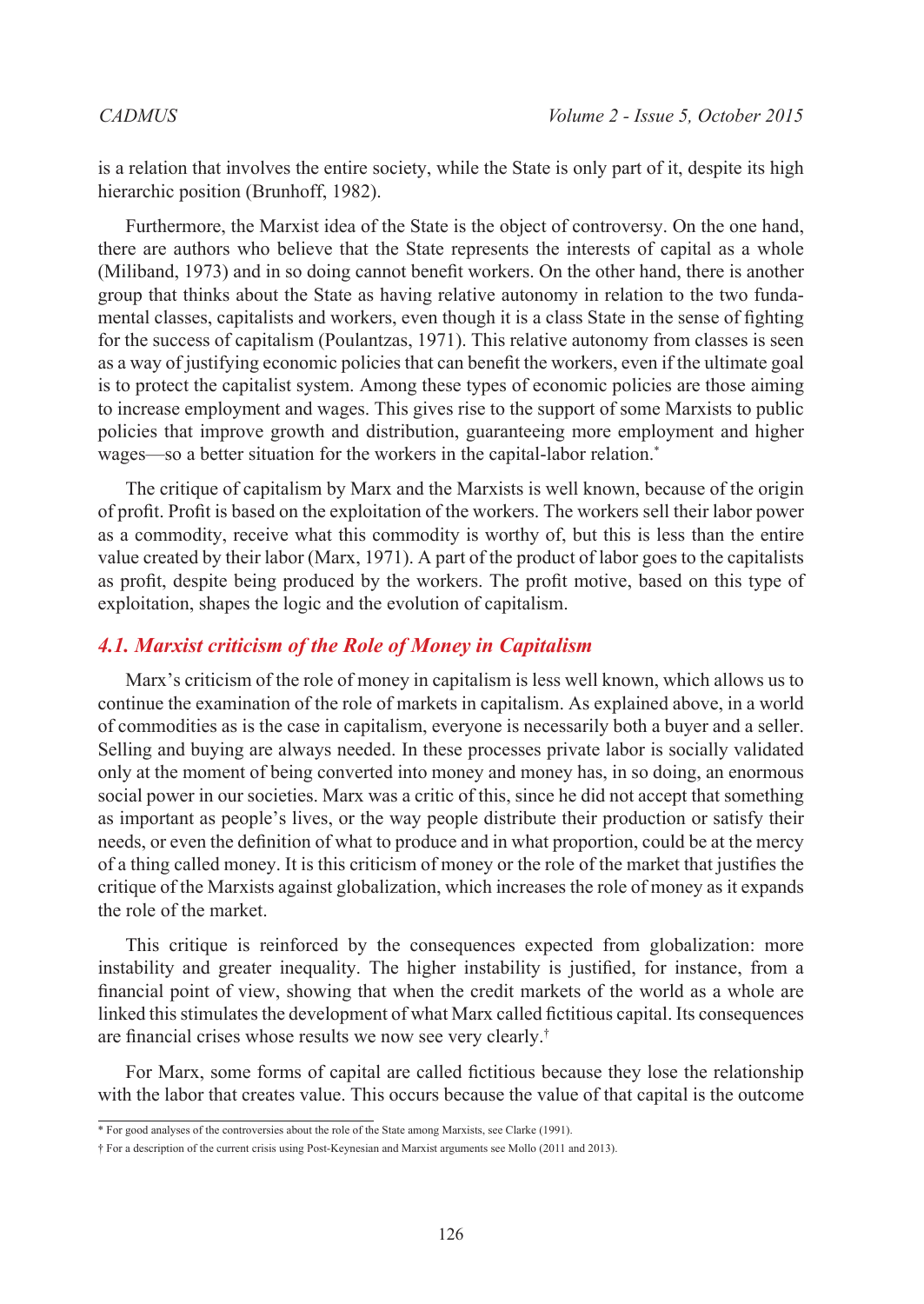is a relation that involves the entire society, while the State is only part of it, despite its high hierarchic position (Brunhoff, 1982).

Furthermore, the Marxist idea of the State is the object of controversy. On the one hand, there are authors who believe that the State represents the interests of capital as a whole (Miliband, 1973) and in so doing cannot benefit workers. On the other hand, there is another group that thinks about the State as having relative autonomy in relation to the two fundamental classes, capitalists and workers, even though it is a class State in the sense of fighting for the success of capitalism (Poulantzas, 1971). This relative autonomy from classes is seen as a way of justifying economic policies that can benefit the workers, even if the ultimate goal is to protect the capitalist system. Among these types of economic policies are those aiming to increase employment and wages. This gives rise to the support of some Marxists to public policies that improve growth and distribution, guaranteeing more employment and higher wages—so a better situation for the workers in the capital-labor relation.*

The critique of capitalism by Marx and the Marxists is well known, because of the origin of profit. Profit is based on the exploitation of the workers. The workers sell their labor power as a commodity, receive what this commodity is worthy of, but this is less than the entire value created by their labor (Marx, 1971). A part of the product of labor goes to the capitalists as profit, despite being produced by the workers. The profit motive, based on this type of exploitation, shapes the logic and the evolution of capitalism.

### *4.1. Marxist criticism of the Role of Money in Capitalism*

Marx's criticism of the role of money in capitalism is less well known, which allows us to continue the examination of the role of markets in capitalism. As explained above, in a world of commodities as is the case in capitalism, everyone is necessarily both a buyer and a seller. Selling and buying are always needed. In these processes private labor is socially validated only at the moment of being converted into money and money has, in so doing, an enormous social power in our societies. Marx was a critic of this, since he did not accept that something as important as people's lives, or the way people distribute their production or satisfy their needs, or even the definition of what to produce and in what proportion, could be at the mercy of a thing called money. It is this criticism of money or the role of the market that justifies the critique of the Marxists against globalization, which increases the role of money as it expands the role of the market.

This critique is reinforced by the consequences expected from globalization: more instability and greater inequality. The higher instability is justified, for instance, from a financial point of view, showing that when the credit markets of the world as a whole are linked this stimulates the development of what Marx called fictitious capital. Its consequences are financial crises whose results we now see very clearly.†

For Marx, some forms of capital are called fictitious because they lose the relationship with the labor that creates value. This occurs because the value of that capital is the outcome

---

\* For good analyses of the controversies about the role of the State among Marxists, see Clarke (1991).

† For a description of the current crisis using Post-Keynesian and Marxist arguments see Mollo (2011 and 2013).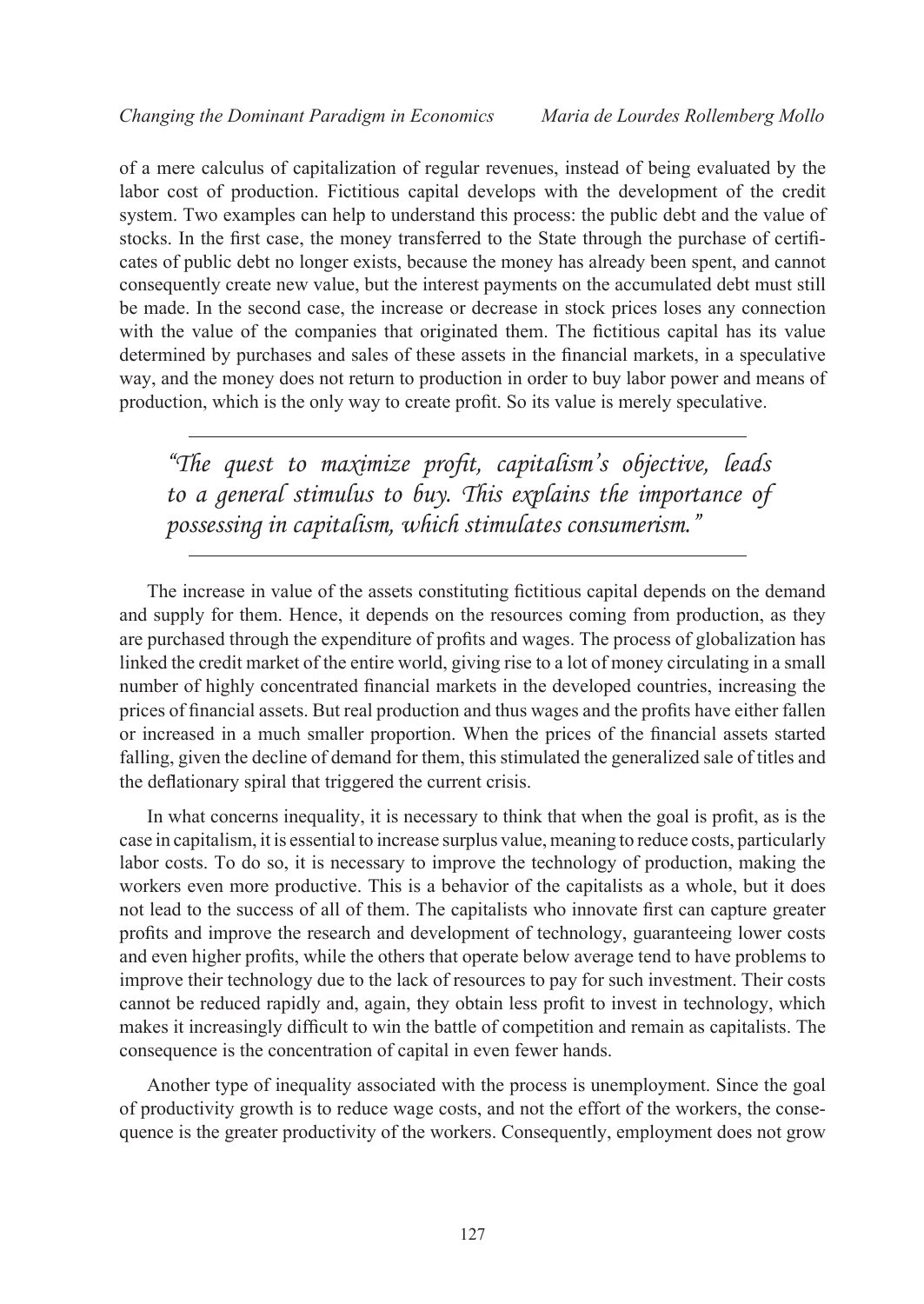of a mere calculus of capitalization of regular revenues, instead of being evaluated by the labor cost of production. Fictitious capital develops with the development of the credit system. Two examples can help to understand this process: the public debt and the value of stocks. In the first case, the money transferred to the State through the purchase of certificates of public debt no longer exists, because the money has already been spent, and cannot consequently create new value, but the interest payments on the accumulated debt must still be made. In the second case, the increase or decrease in stock prices loses any connection with the value of the companies that originated them. The fictitious capital has its value determined by purchases and sales of these assets in the financial markets, in a speculative way, and the money does not return to production in order to buy labor power and means of production, which is the only way to create profit. So its value is merely speculative.

---

> *"The quest to maximize profit, capitalism's objective, leads to a general stimulus to buy. This explains the importance of possessing in capitalism, which stimulates consumerism."*

---

The increase in value of the assets constituting fictitious capital depends on the demand and supply for them. Hence, it depends on the resources coming from production, as they are purchased through the expenditure of profits and wages. The process of globalization has linked the credit market of the entire world, giving rise to a lot of money circulating in a small number of highly concentrated financial markets in the developed countries, increasing the prices of financial assets. But real production and thus wages and the profits have either fallen or increased in a much smaller proportion. When the prices of the financial assets started falling, given the decline of demand for them, this stimulated the generalized sale of titles and the deflationary spiral that triggered the current crisis.

In what concerns inequality, it is necessary to think that when the goal is profit, as is the case in capitalism, it is essential to increase surplus value, meaning to reduce costs, particularly labor costs. To do so, it is necessary to improve the technology of production, making the workers even more productive. This is a behavior of the capitalists as a whole, but it does not lead to the success of all of them. The capitalists who innovate first can capture greater profits and improve the research and development of technology, guaranteeing lower costs and even higher profits, while the others that operate below average tend to have problems to improve their technology due to the lack of resources to pay for such investment. Their costs cannot be reduced rapidly and, again, they obtain less profit to invest in technology, which makes it increasingly difficult to win the battle of competition and remain as capitalists. The consequence is the concentration of capital in even fewer hands.

Another type of inequality associated with the process is unemployment. Since the goal of productivity growth is to reduce wage costs, and not the effort of the workers, the consequence is the greater productivity of the workers. Consequently, employment does not grow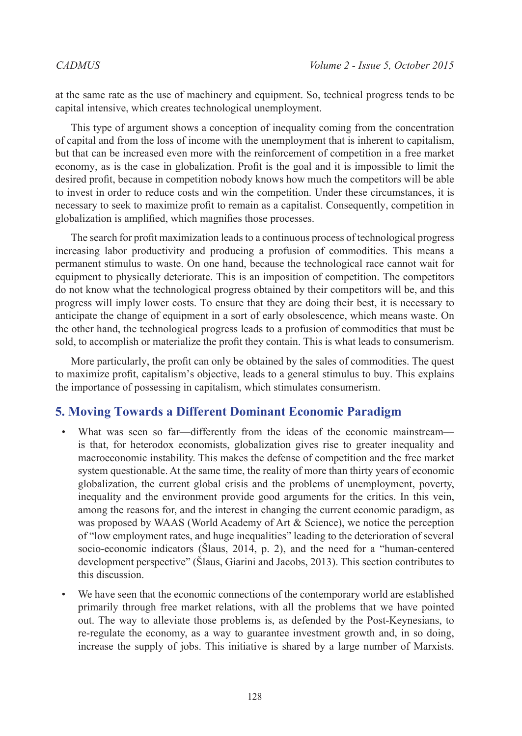at the same rate as the use of machinery and equipment. So, technical progress tends to be capital intensive, which creates technological unemployment.

This type of argument shows a conception of inequality coming from the concentration of capital and from the loss of income with the unemployment that is inherent to capitalism, but that can be increased even more with the reinforcement of competition in a free market economy, as is the case in globalization. Profit is the goal and it is impossible to limit the desired profit, because in competition nobody knows how much the competitors will be able to invest in order to reduce costs and win the competition. Under these circumstances, it is necessary to seek to maximize profit to remain as a capitalist. Consequently, competition in globalization is amplified, which magnifies those processes.

The search for profit maximization leads to a continuous process of technological progress increasing labor productivity and producing a profusion of commodities. This means a permanent stimulus to waste. On one hand, because the technological race cannot wait for equipment to physically deteriorate. This is an imposition of competition. The competitors do not know what the technological progress obtained by their competitors will be, and this progress will imply lower costs. To ensure that they are doing their best, it is necessary to anticipate the change of equipment in a sort of early obsolescence, which means waste. On the other hand, the technological progress leads to a profusion of commodities that must be sold, to accomplish or materialize the profit they contain. This is what leads to consumerism.

More particularly, the profit can only be obtained by the sales of commodities. The quest to maximize profit, capitalism's objective, leads to a general stimulus to buy. This explains the importance of possessing in capitalism, which stimulates consumerism.

## 5. Moving Towards a Different Dominant Economic Paradigm

- What was seen so far—differently from the ideas of the economic mainstream—is that, for heterodox economists, globalization gives rise to greater inequality and macroeconomic instability. This makes the defense of competition and the free market system questionable. At the same time, the reality of more than thirty years of economic globalization, the current global crisis and the problems of unemployment, poverty, inequality and the environment provide good arguments for the critics. In this vein, among the reasons for, and the interest in changing the current economic paradigm, as was proposed by WAAS (World Academy of Art & Science), we notice the perception of "low employment rates, and huge inequalities" leading to the deterioration of several socio-economic indicators (Šlaus, 2014, p. 2), and the need for a "human-centered development perspective" (Šlaus, Giarini and Jacobs, 2013). This section contributes to this discussion.
- We have seen that the economic connections of the contemporary world are established primarily through free market relations, with all the problems that we have pointed out. The way to alleviate those problems is, as defended by the Post-Keynesians, to re-regulate the economy, as a way to guarantee investment growth and, in so doing, increase the supply of jobs. This initiative is shared by a large number of Marxists.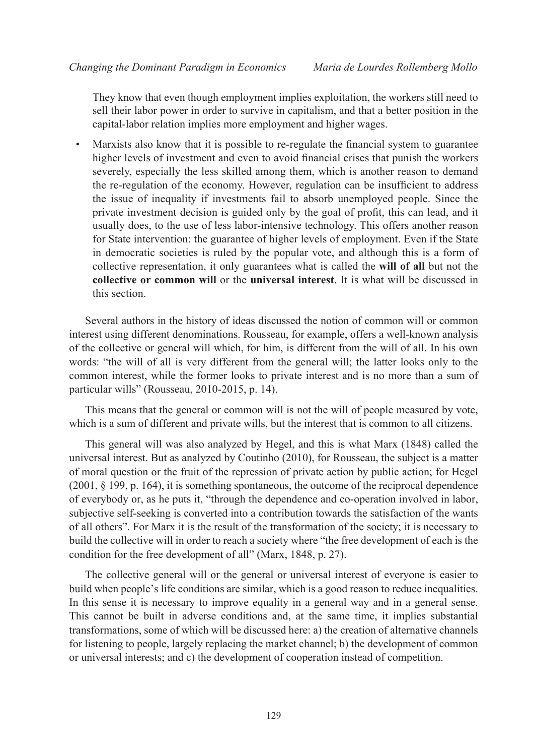They know that even though employment implies exploitation, the workers still need to sell their labor power in order to survive in capitalism, and that a better position in the capital-labor relation implies more employment and higher wages.

- Marxists also know that it is possible to re-regulate the financial system to guarantee higher levels of investment and even to avoid financial crises that punish the workers severely, especially the less skilled among them, which is another reason to demand the re-regulation of the economy. However, regulation can be insufficient to address the issue of inequality if investments fail to absorb unemployed people. Since the private investment decision is guided only by the goal of profit, this can lead, and it usually does, to the use of less labor-intensive technology. This offers another reason for State intervention: the guarantee of higher levels of employment. Even if the State in democratic societies is ruled by the popular vote, and although this is a form of collective representation, it only guarantees what is called the **will of all** but not the **collective or common will** or the **universal interest**. It is what will be discussed in this section.

Several authors in the history of ideas discussed the notion of common will or common interest using different denominations. Rousseau, for example, offers a well-known analysis of the collective or general will which, for him, is different from the will of all. In his own words: "the will of all is very different from the general will; the latter looks only to the common interest, while the former looks to private interest and is no more than a sum of particular wills" (Rousseau, 2010-2015, p. 14).

This means that the general or common will is not the will of people measured by vote, which is a sum of different and private wills, but the interest that is common to all citizens.

This general will was also analyzed by Hegel, and this is what Marx (1848) called the universal interest. But as analyzed by Coutinho (2010), for Rousseau, the subject is a matter of moral question or the fruit of the repression of private action by public action; for Hegel (2001, § 199, p. 164), it is something spontaneous, the outcome of the reciprocal dependence of everybody or, as he puts it, "through the dependence and co-operation involved in labor, subjective self-seeking is converted into a contribution towards the satisfaction of the wants of all others". For Marx it is the result of the transformation of the society; it is necessary to build the collective will in order to reach a society where "the free development of each is the condition for the free development of all" (Marx, 1848, p. 27).

The collective general will or the general or universal interest of everyone is easier to build when people's life conditions are similar, which is a good reason to reduce inequalities. In this sense it is necessary to improve equality in a general way and in a general sense. This cannot be built in adverse conditions and, at the same time, it implies substantial transformations, some of which will be discussed here: a) the creation of alternative channels for listening to people, largely replacing the market channel; b) the development of common or universal interests; and c) the development of cooperation instead of competition.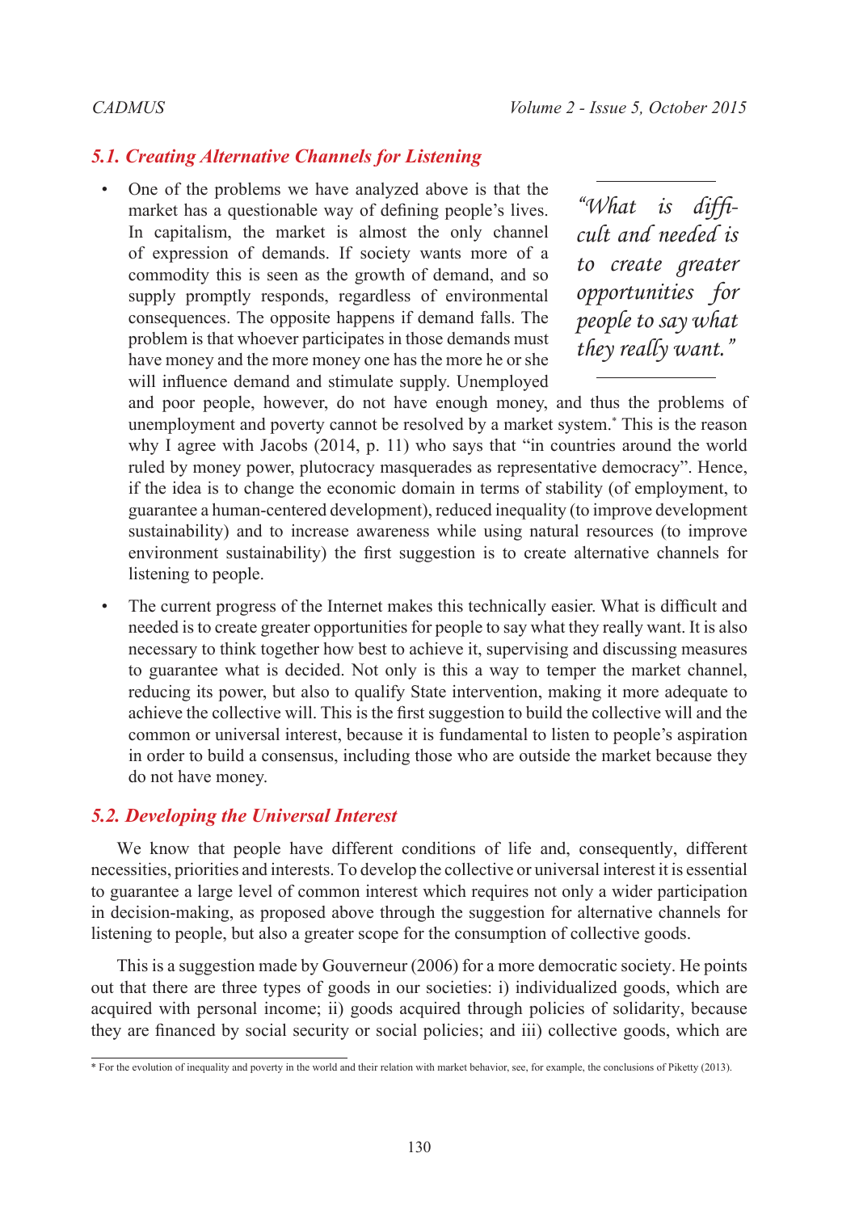### *5.1. Creating Alternative Channels for Listening*

- One of the problems we have analyzed above is that the market has a questionable way of defining people's lives. In capitalism, the market is almost the only channel of expression of demands. If society wants more of a commodity this is seen as the growth of demand, and so supply promptly responds, regardless of environmental consequences. The opposite happens if demand falls. The problem is that whoever participates in those demands must have money and the more money one has the more he or she will influence demand and stimulate supply. Unemployed and poor people, however, do not have enough money, and thus the problems of unemployment and poverty cannot be resolved by a market system.* This is the reason why I agree with Jacobs (2014, p. 11) who says that "in countries around the world ruled by money power, plutocracy masquerades as representative democracy". Hence, if the idea is to change the economic domain in terms of stability (of employment, to guarantee a human-centered development), reduced inequality (to improve development sustainability) and to increase awareness while using natural resources (to improve environment sustainability) the first suggestion is to create alternative channels for listening to people.

> *"What is difficult and needed is to create greater opportunities for people to say what they really want."*

- The current progress of the Internet makes this technically easier. What is difficult and needed is to create greater opportunities for people to say what they really want. It is also necessary to think together how best to achieve it, supervising and discussing measures to guarantee what is decided. Not only is this a way to temper the market channel, reducing its power, but also to qualify State intervention, making it more adequate to achieve the collective will. This is the first suggestion to build the collective will and the common or universal interest, because it is fundamental to listen to people's aspiration in order to build a consensus, including those who are outside the market because they do not have money.

### *5.2. Developing the Universal Interest*

We know that people have different conditions of life and, consequently, different necessities, priorities and interests. To develop the collective or universal interest it is essential to guarantee a large level of common interest which requires not only a wider participation in decision-making, as proposed above through the suggestion for alternative channels for listening to people, but also a greater scope for the consumption of collective goods.

This is a suggestion made by Gouverneur (2006) for a more democratic society. He points out that there are three types of goods in our societies: i) individualized goods, which are acquired with personal income; ii) goods acquired through policies of solidarity, because they are financed by social security or social policies; and iii) collective goods, which are

---

* For the evolution of inequality and poverty in the world and their relation with market behavior, see, for example, the conclusions of Piketty (2013).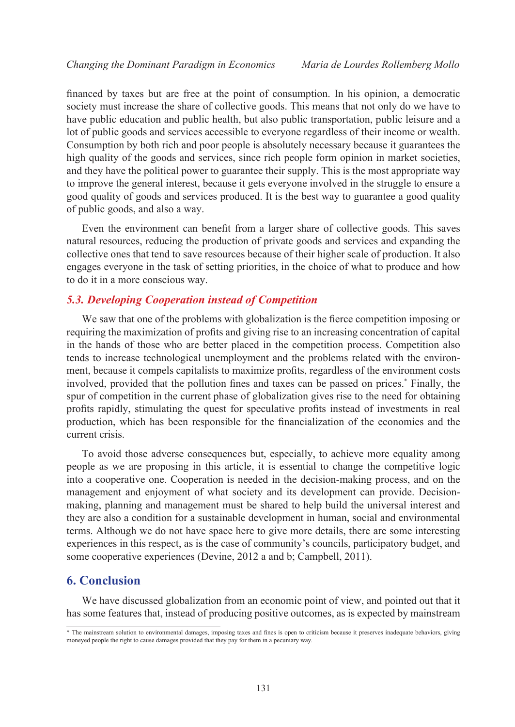financed by taxes but are free at the point of consumption. In his opinion, a democratic society must increase the share of collective goods. This means that not only do we have to have public education and public health, but also public transportation, public leisure and a lot of public goods and services accessible to everyone regardless of their income or wealth. Consumption by both rich and poor people is absolutely necessary because it guarantees the high quality of the goods and services, since rich people form opinion in market societies, and they have the political power to guarantee their supply. This is the most appropriate way to improve the general interest, because it gets everyone involved in the struggle to ensure a good quality of goods and services produced. It is the best way to guarantee a good quality of public goods, and also a way.

Even the environment can benefit from a larger share of collective goods. This saves natural resources, reducing the production of private goods and services and expanding the collective ones that tend to save resources because of their higher scale of production. It also engages everyone in the task of setting priorities, in the choice of what to produce and how to do it in a more conscious way.

### *5.3. Developing Cooperation instead of Competition*

We saw that one of the problems with globalization is the fierce competition imposing or requiring the maximization of profits and giving rise to an increasing concentration of capital in the hands of those who are better placed in the competition process. Competition also tends to increase technological unemployment and the problems related with the environment, because it compels capitalists to maximize profits, regardless of the environment costs involved, provided that the pollution fines and taxes can be passed on prices.* Finally, the spur of competition in the current phase of globalization gives rise to the need for obtaining profits rapidly, stimulating the quest for speculative profits instead of investments in real production, which has responsible for the financialization of the economies and the current crisis.

To avoid those adverse consequences but, especially, to achieve more equality among people as we are proposing in this article, it is essential to change the competitive logic into a cooperative one. Cooperation is needed in the decision-making process, and on the management and enjoyment of what society and its development can provide. Decision-making, planning and management must be shared to help build the universal interest and they are also a condition for a sustainable development in human, social and environmental terms. Although we do not have space here to give more details, there are some interesting experiences in this respect, as is the case of community's councils, participatory budget, and some cooperative experiences (Devine, 2012 a and b; Campbell, 2011).

## 6. Conclusion

We have discussed globalization from an economic point of view, and pointed out that it has some features that, instead of producing positive outcomes, as is expected by mainstream

---

* The mainstream solution to environmental damages, imposing taxes and fines is open to criticism because it preserves inadequate behaviors, giving moneyed people the right to cause damages provided that they pay for them in a pecuniary way.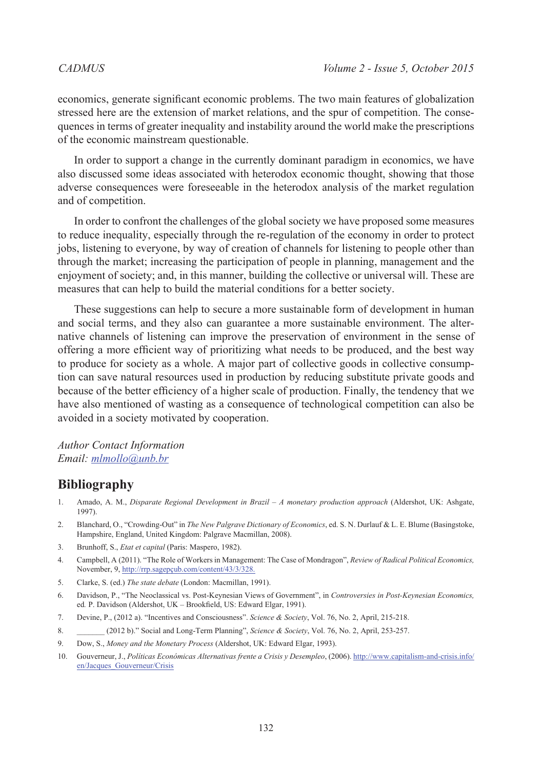economics, generate significant economic problems. The two main features of globalization stressed here are the extension of market relations, and the spur of competition. The consequences in terms of greater inequality and instability around the world make the prescriptions of the economic mainstream questionable.

In order to support a change in the currently dominant paradigm in economics, we have also discussed some ideas associated with heterodox economic thought, showing that those adverse consequences were foreseeable in the heterodox analysis of the market regulation and of competition.

In order to confront the challenges of the global society we have proposed some measures to reduce inequality, especially through the re-regulation of the economy in order to protect jobs, listening to everyone, by way of creation of channels for listening to people other than through the market; increasing the participation of people in planning, management and the enjoyment of society; and, in this manner, building the collective or universal will. These are measures that can help to build the material conditions for a better society.

These suggestions can help to secure a more sustainable form of development in human and social terms, and they also can guarantee a more sustainable environment. The alternative channels of listening can improve the preservation of environment in the sense of offering a more efficient way of prioritizing what needs to be produced, and the best way to produce for society as a whole. A major part of collective goods in collective consumption can save natural resources used in production by reducing substitute private goods and because of the better efficiency of a higher scale of production. Finally, the tendency that we have also mentioned of wasting as a consequence of technological competition can also be avoided in a society motivated by cooperation.

*Author Contact Information*
*Email: mlmollo@unb.br*

## Bibliography

1. Amado, A. M., *Disparate Regional Development in Brazil – A monetary production approach* (Aldershot, UK: Ashgate, 1997).
2. Blanchard, O., "Crowding-Out" in *The New Palgrave Dictionary of Economics*, ed. S. N. Durlauf & L. E. Blume (Basingstoke, Hampshire, England, United Kingdom: Palgrave Macmillan, 2008).
3. Brunhoff, S., *Etat et capital* (Paris: Maspero, 1982).
4. Campbell, A (2011). "The Role of Workers in Management: The Case of Mondragon", *Review of Radical Political Economics,* November, 9, http://rrp.sagepçub.com/content/43/3/328.
5. Clarke, S. (ed.) *The state debate* (London: Macmillan, 1991).
6. Davidson, P., "The Neoclassical vs. Post-Keynesian Views of Government", in *Controversies in Post-Keynesian Economics,* ed. P. Davidson (Aldershot, UK – Brookfield, US: Edward Elgar, 1991).
7. Devine, P., (2012 a). "Incentives and Consciousness". *Science & Society*, Vol. 76, No. 2, April, 215-218.
8. _______ (2012 b)." Social and Long-Term Planning", *Science & Society*, Vol. 76, No. 2, April, 253-257.
9. Dow, S., *Money and the Monetary Process* (Aldershot, UK: Edward Elgar, 1993).
10. Gouverneur, J., *Políticas Económicas Alternativas frente a Crisis y Desempleo*, (2006). http://www.capitalism-and-crisis.info/en/Jacques_Gouverneur/Crisis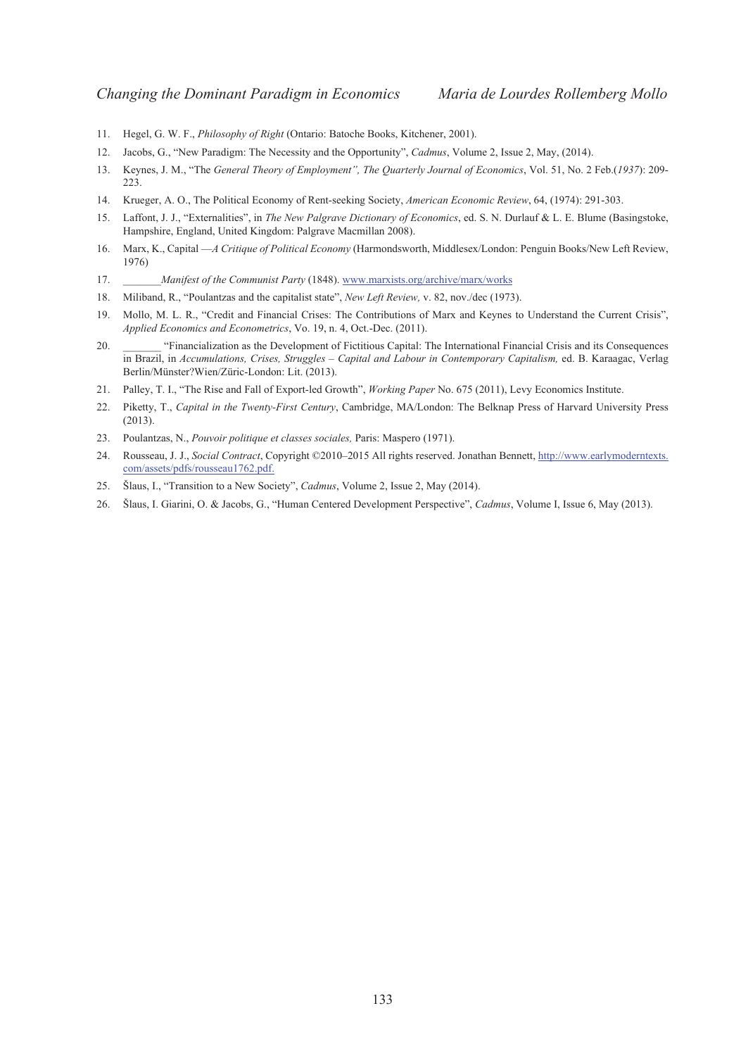11. Hegel, G. W. F., *Philosophy of Right* (Ontario: Batoche Books, Kitchener, 2001).
12. Jacobs, G., "New Paradigm: The Necessity and the Opportunity", *Cadmus*, Volume 2, Issue 2, May, (2014).
13. Keynes, J. M., "The *General Theory of Employment", The Quarterly Journal of Economics*, Vol. 51, No. 2 Feb.(*1937*): 209-223.
14. Krueger, A. O., The Political Economy of Rent-seeking Society, *American Economic Review*, 64, (1974): 291-303.
15. Laffont, J. J., "Externalities", in *The New Palgrave Dictionary of Economics*, ed. S. N. Durlauf & L. E. Blume (Basingstoke, Hampshire, England, United Kingdom: Palgrave Macmillan 2008).
16. Marx, K., Capital —*A Critique of Political Economy* (Harmondsworth, Middlesex/London: Penguin Books/New Left Review, 1976)
17. _______*Manifest of the Communist Party* (1848). www.marxists.org/archive/marx/works
18. Miliband, R., "Poulantzas and the capitalist state", *New Left Review,* v. 82, nov./dec (1973).
19. Mollo, M. L. R., "Credit and Financial Crises: The Contributions of Marx and Keynes to Understand the Current Crisis", *Applied Economics and Econometrics*, Vo. 19, n. 4, Oct.-Dec. (2011).
20. _______ "Financialization as the Development of Fictitious Capital: The International Financial Crisis and its Consequences in Brazil, in *Accumulations, Crises, Struggles – Capital and Labour in Contemporary Capitalism,* ed. B. Karaagac, Verlag Berlin/Münster?Wien/Züric-London: Lit. (2013).
21. Palley, T. I., "The Rise and Fall of Export-led Growth", *Working Paper* No. 675 (2011), Levy Economics Institute.
22. Piketty, T., *Capital in the Twenty-First Century*, Cambridge, MA/London: The Belknap Press of Harvard University Press (2013).
23. Poulantzas, N., *Pouvoir politique et classes sociales,* Paris: Maspero (1971).
24. Rousseau, J. J., *Social Contract*, Copyright ©2010–2015 All rights reserved. Jonathan Bennett, http://www.earlymoderntexts.com/assets/pdfs/rousseau1762.pdf.
25. Šlaus, I., "Transition to a New Society", *Cadmus*, Volume 2, Issue 2, May (2014).
26. Šlaus, I. Giarini, O. & Jacobs, G., "Human Centered Development Perspective", *Cadmus*, Volume I, Issue 6, May (2013).